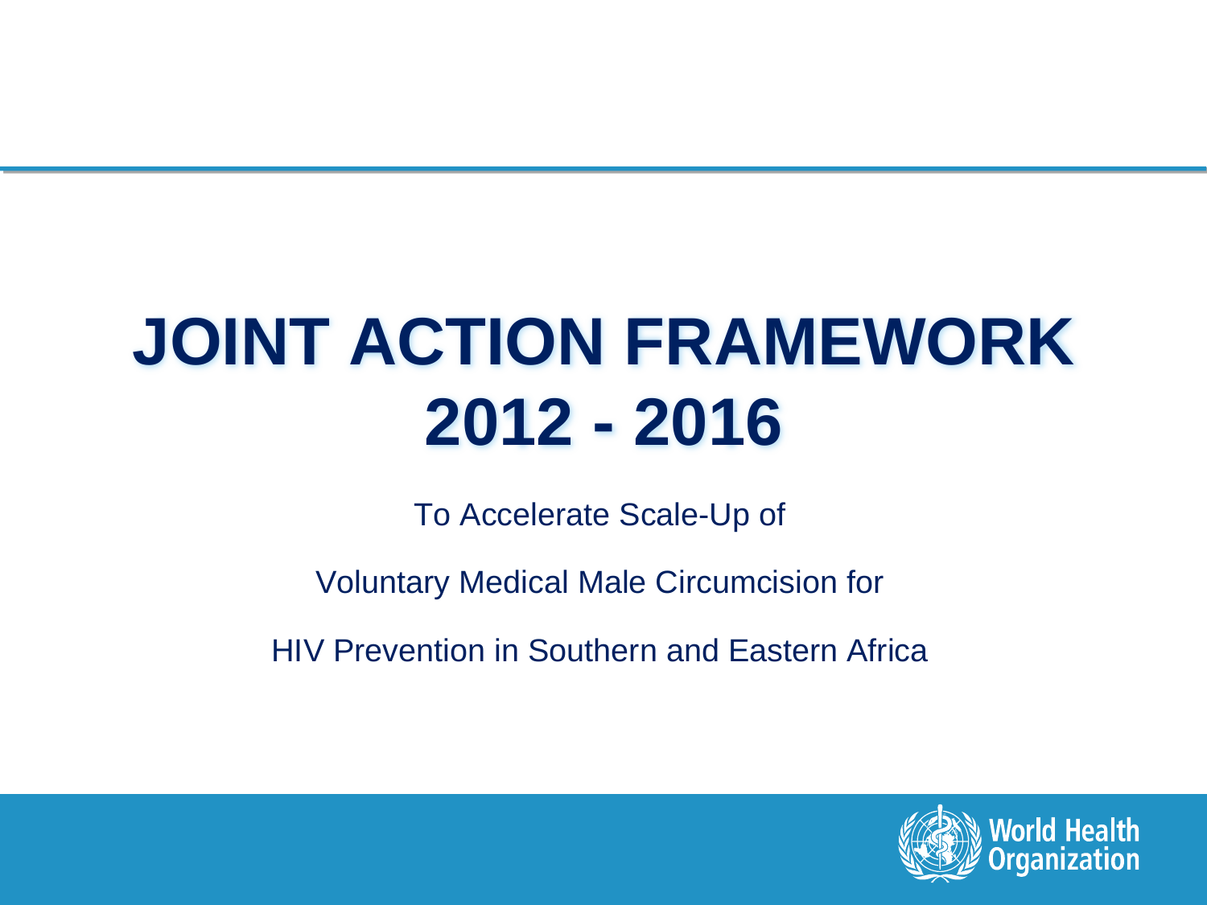# JOINT ACTION FRAMEWORK 2012 - 2016

To Accelerate Scale-Up of

Voluntary Medical Male Circumcision for

HIV Prevention in Southern and Eastern Africa

World Health Organization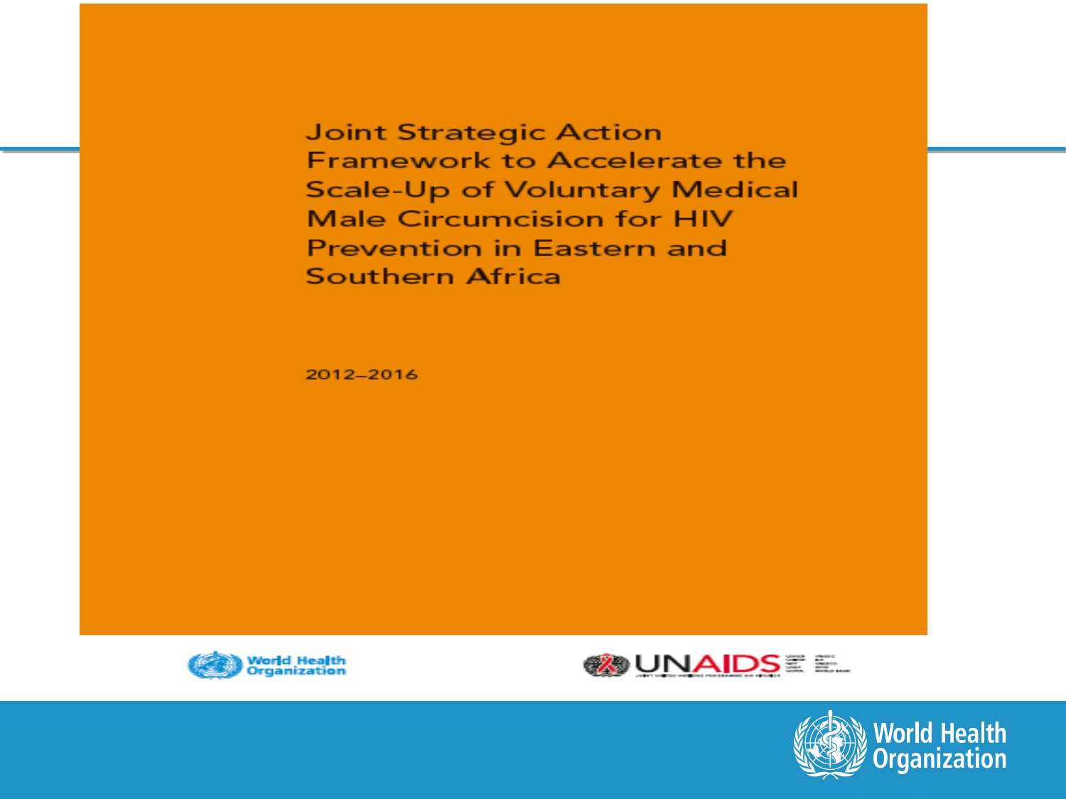# Joint Strategic Action Framework to Accelerate the Scale-Up of Voluntary Medical Male Circumcision for HIV Prevention in Eastern and Southern Africa

2012–2016

World Health Organization

UNAIDS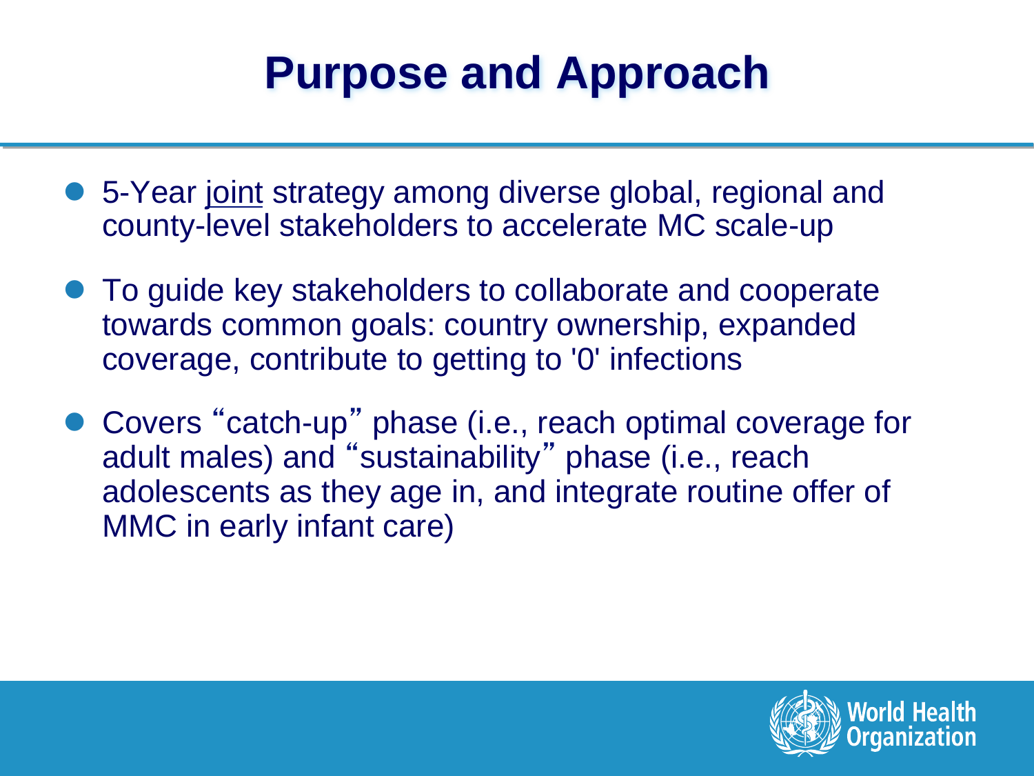# Purpose and Approach

- 5-Year <u>joint</u> strategy among diverse global, regional and county-level stakeholders to accelerate MC scale-up
- To guide key stakeholders to collaborate and cooperate towards common goals: country ownership, expanded coverage, contribute to getting to '0' infections
- Covers "catch-up" phase (i.e., reach optimal coverage for adult males) and "sustainability" phase (i.e., reach adolescents as they age in, and integrate routine offer of MMC in early infant care)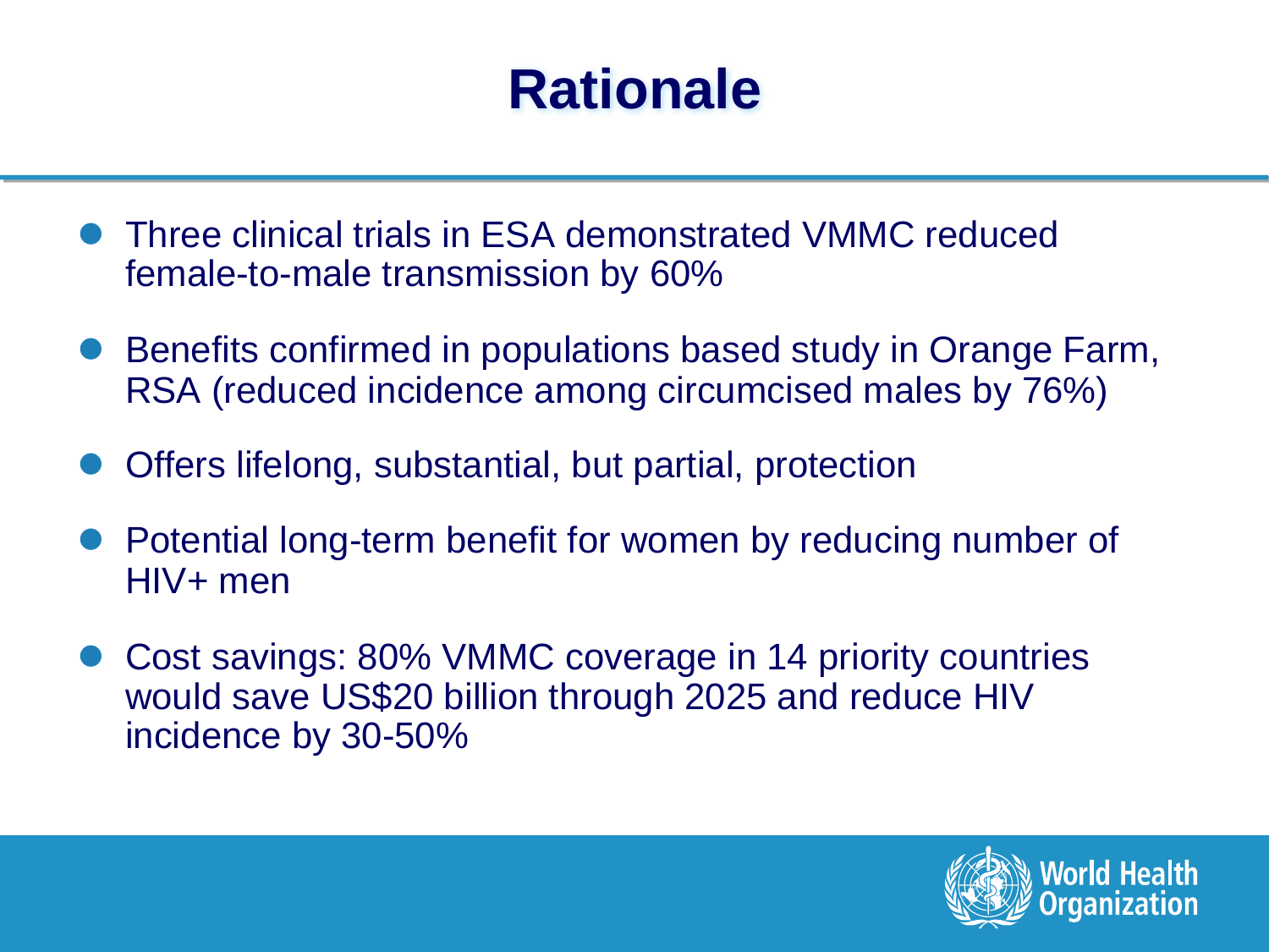# Rationale

- Three clinical trials in ESA demonstrated VMMC reduced female-to-male transmission by 60%
- Benefits confirmed in populations based study in Orange Farm, RSA (reduced incidence among circumcised males by 76%)
- Offers lifelong, substantial, but partial, protection
- Potential long-term benefit for women by reducing number of HIV+ men
- Cost savings: 80% VMMC coverage in 14 priority countries would save US$20 billion through 2025 and reduce HIV incidence by 30-50%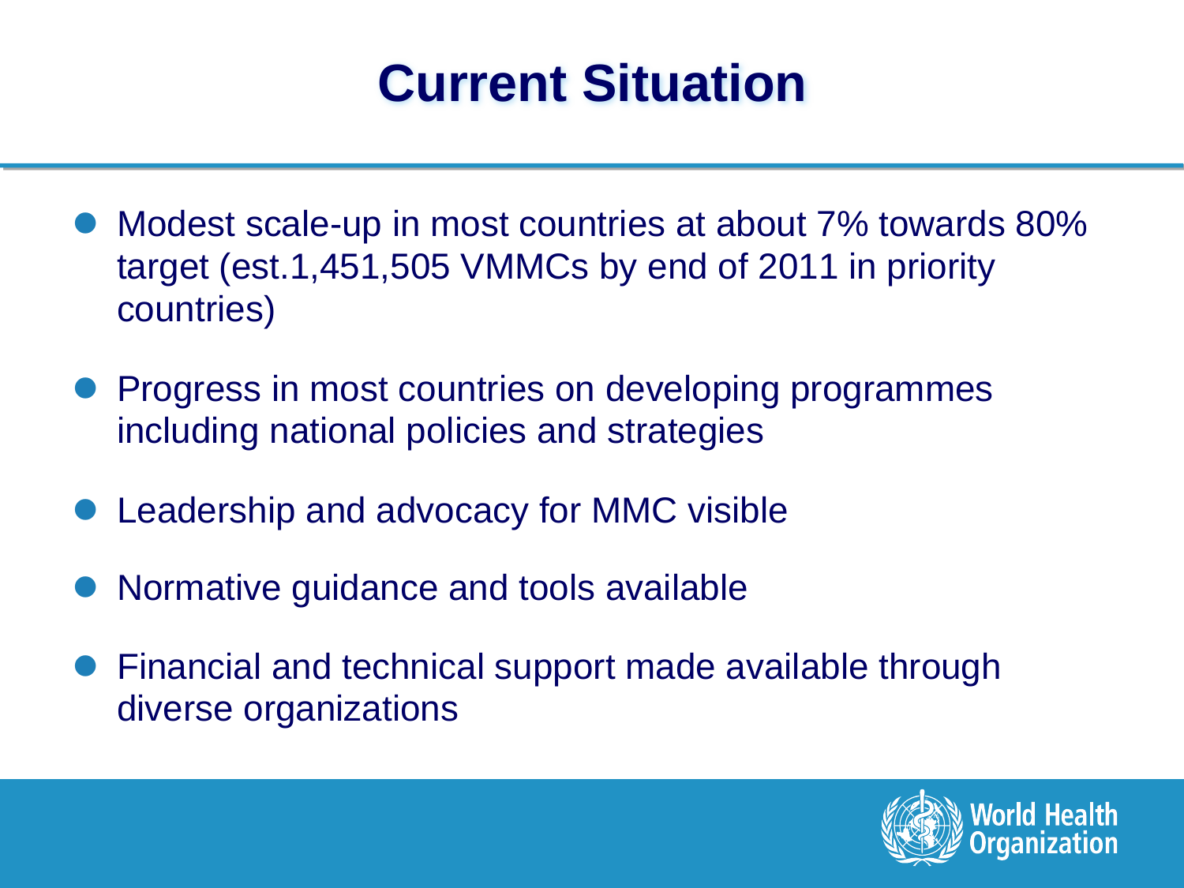# Current Situation

- Modest scale-up in most countries at about 7% towards 80% target (est.1,451,505 VMMCs by end of 2011 in priority countries)
- Progress in most countries on developing programmes including national policies and strategies
- Leadership and advocacy for MMC visible
- Normative guidance and tools available
- Financial and technical support made available through diverse organizations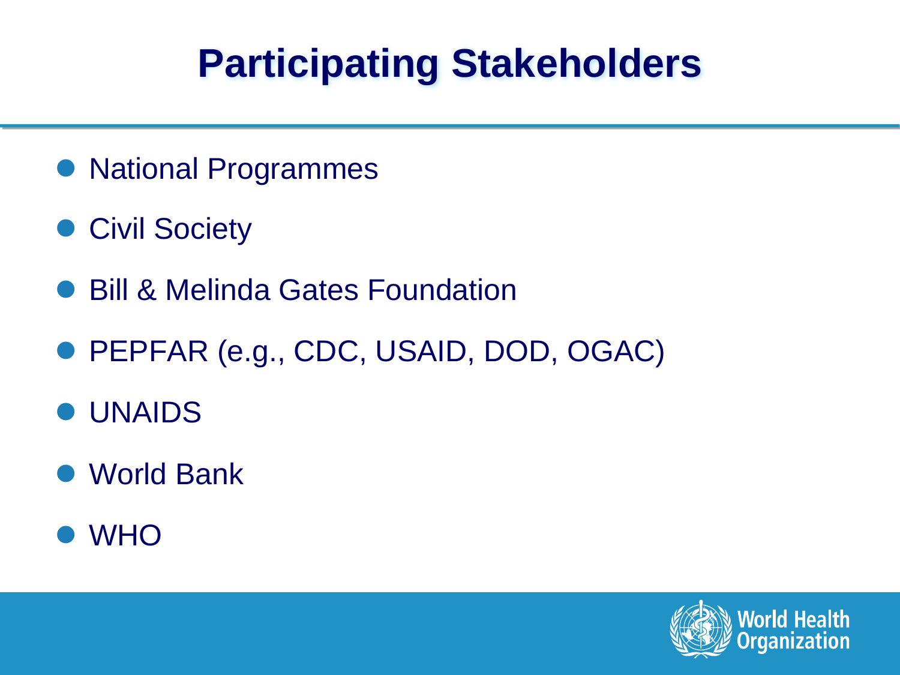# Participating Stakeholders

- National Programmes
- Civil Society
- Bill & Melinda Gates Foundation
- PEPFAR (e.g., CDC, USAID, DOD, OGAC)
- UNAIDS
- World Bank
- WHO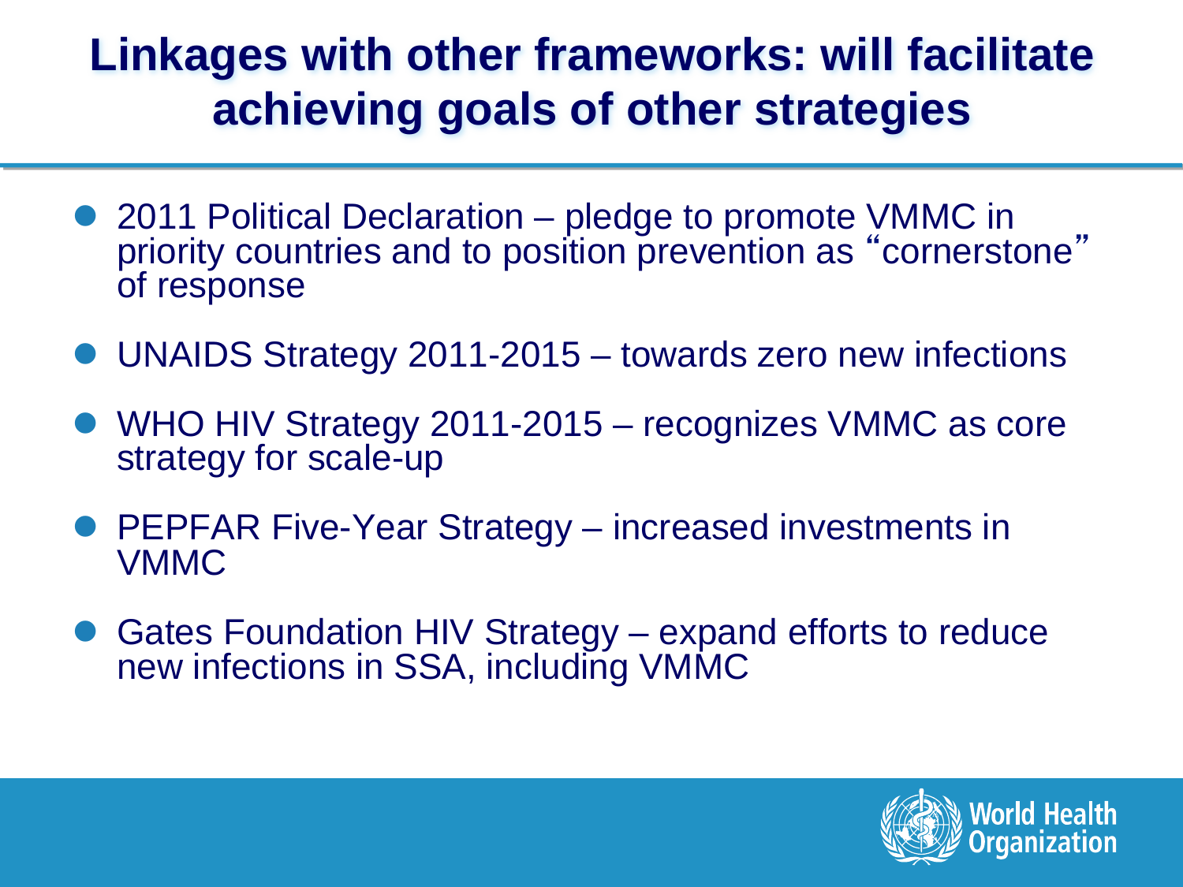# Linkages with other frameworks: will facilitate achieving goals of other strategies

- 2011 Political Declaration – pledge to promote VMMC in priority countries and to position prevention as "cornerstone" of response
- UNAIDS Strategy 2011-2015 – towards zero new infections
- WHO HIV Strategy 2011-2015 – recognizes VMMC as core strategy for scale-up
- PEPFAR Five-Year Strategy – increased investments in VMMC
- Gates Foundation HIV Strategy – expand efforts to reduce new infections in SSA, including VMMC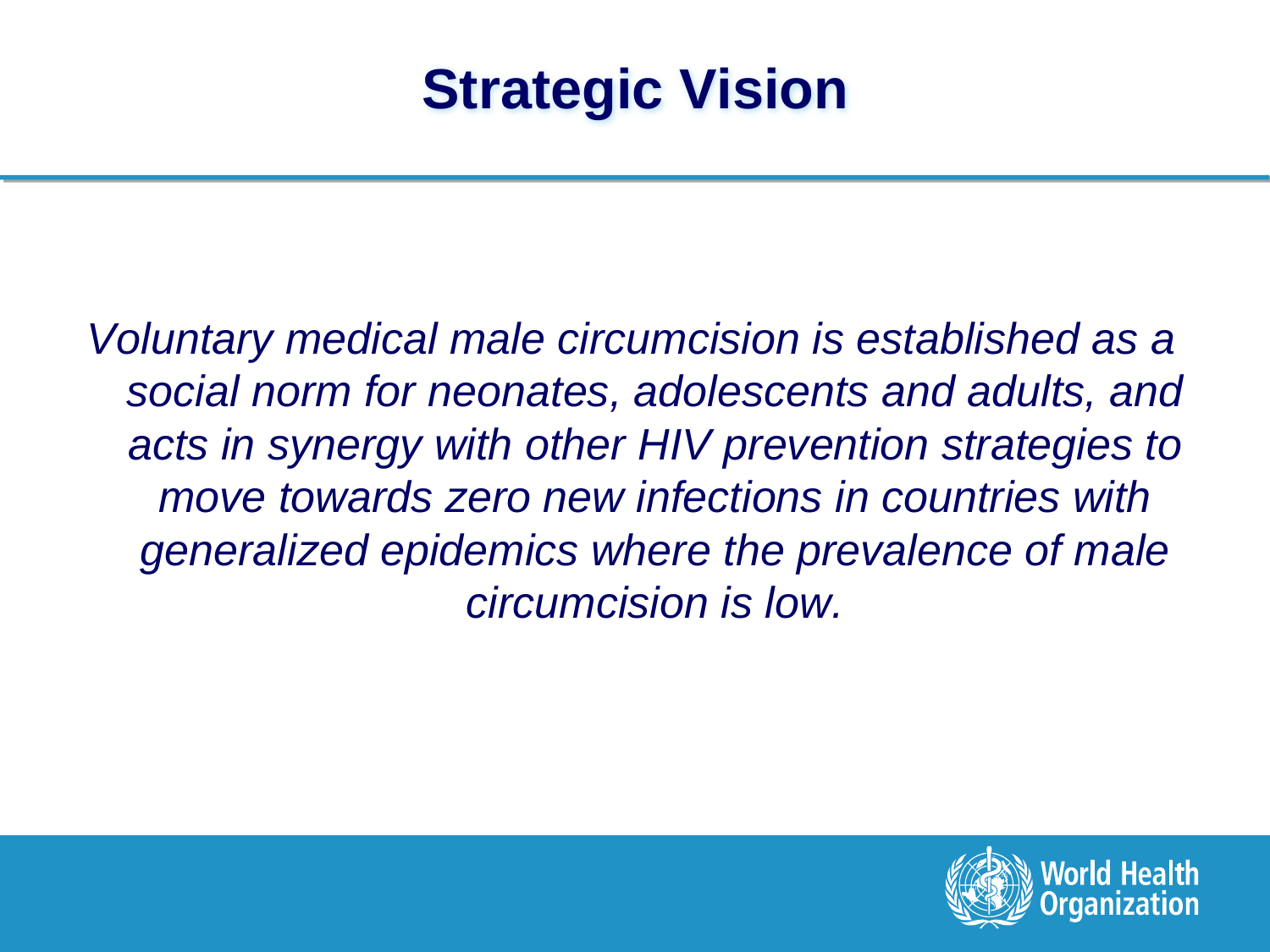# Strategic Vision

*Voluntary medical male circumcision is established as a social norm for neonates, adolescents and adults, and acts in synergy with other HIV prevention strategies to move towards zero new infections in countries with generalized epidemics where the prevalence of male circumcision is low.*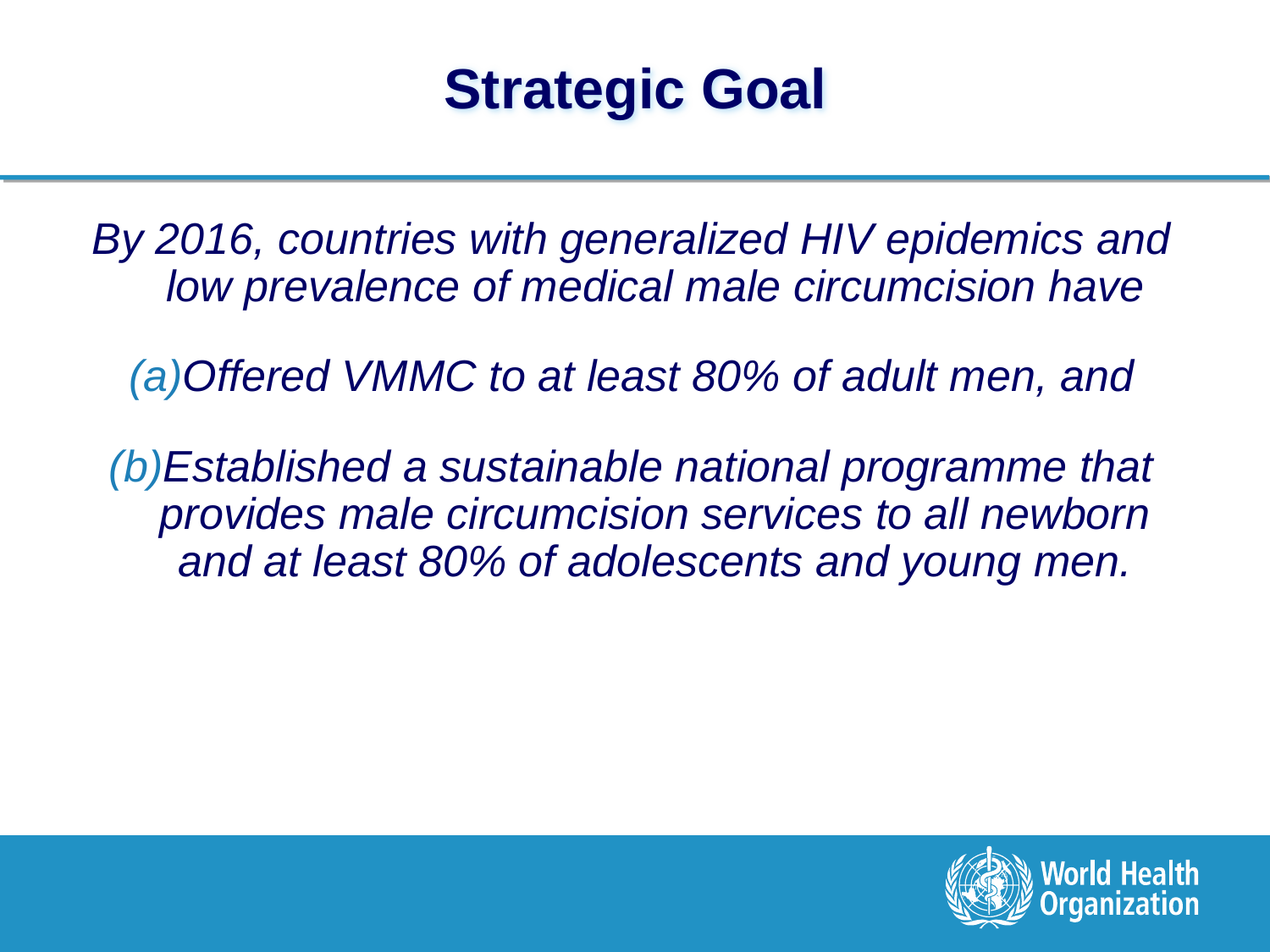# Strategic Goal

*By 2016, countries with generalized HIV epidemics and low prevalence of medical male circumcision have*

*(a) Offered VMMC to at least 80% of adult men, and*

*(b) Established a sustainable national programme that provides male circumcision services to all newborn and at least 80% of adolescents and young men.*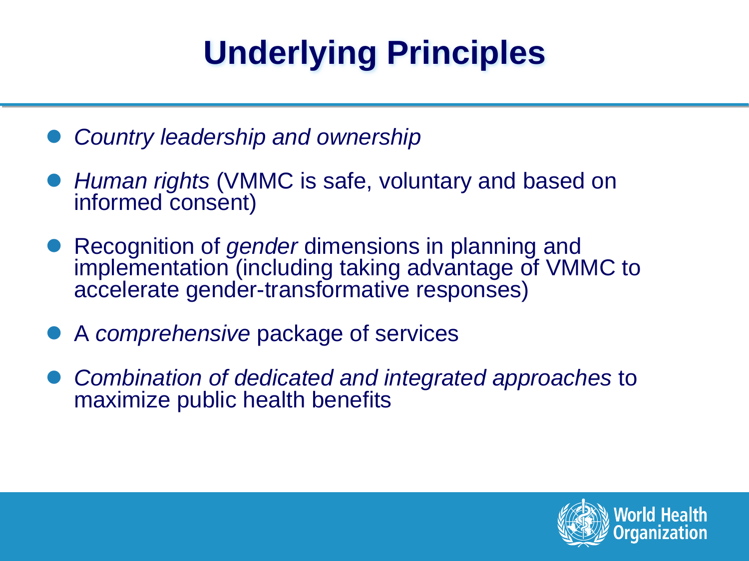# Underlying Principles

- *Country leadership and ownership*
- *Human rights* (VMMC is safe, voluntary and based on informed consent)
- Recognition of *gender* dimensions in planning and implementation (including taking advantage of VMMC to accelerate gender-transformative responses)
- A *comprehensive* package of services
- *Combination of dedicated and integrated approaches* to maximize public health benefits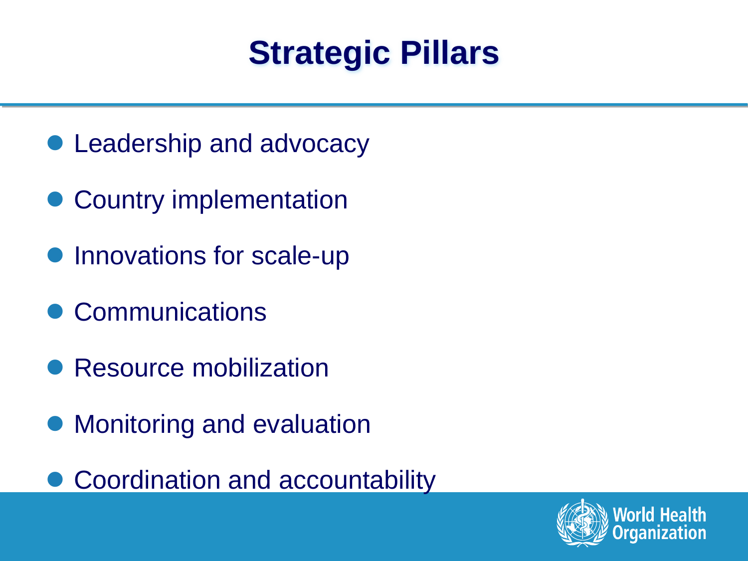# Strategic Pillars

- Leadership and advocacy
- Country implementation
- Innovations for scale-up
- Communications
- Resource mobilization
- Monitoring and evaluation
- Coordination and accountability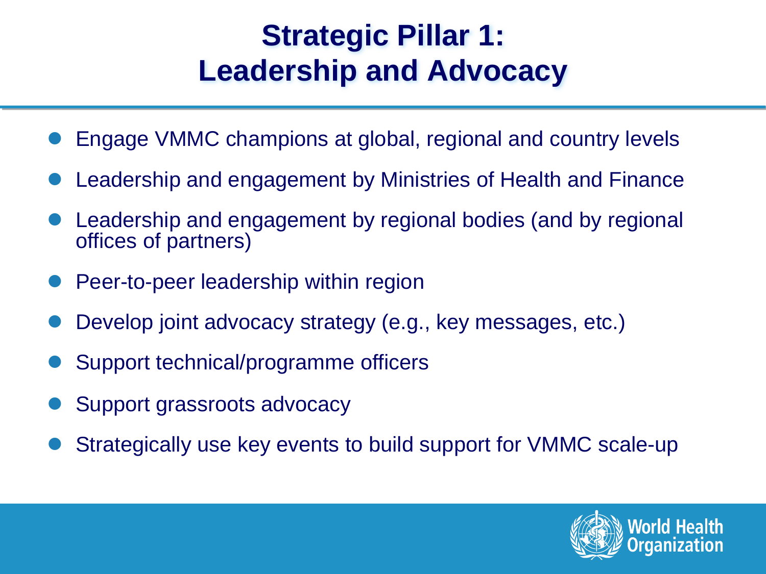# Strategic Pillar 1: Leadership and Advocacy

- Engage VMMC champions at global, regional and country levels
- Leadership and engagement by Ministries of Health and Finance
- Leadership and engagement by regional bodies (and by regional offices of partners)
- Peer-to-peer leadership within region
- Develop joint advocacy strategy (e.g., key messages, etc.)
- Support technical/programme officers
- Support grassroots advocacy
- Strategically use key events to build support for VMMC scale-up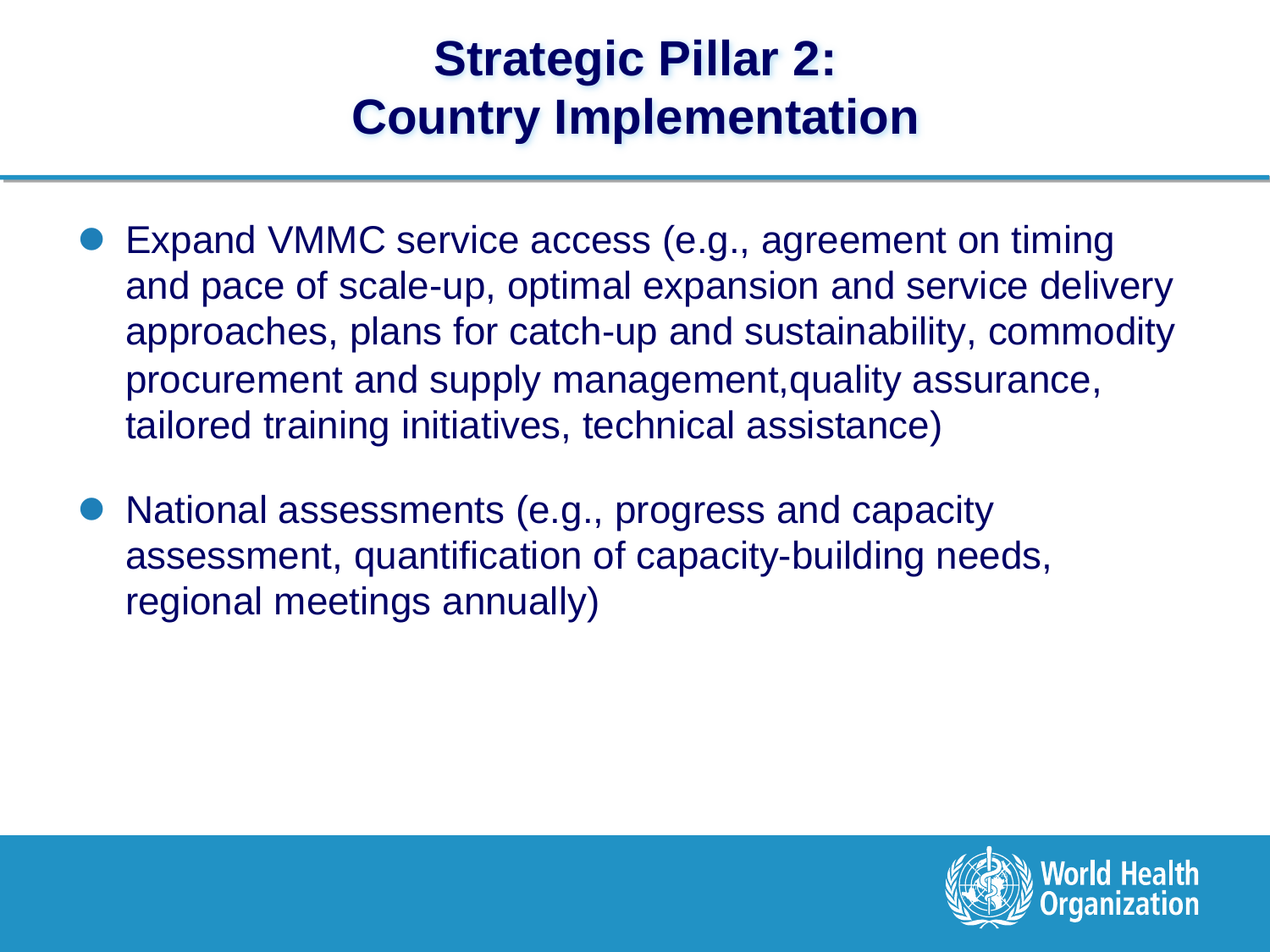# Strategic Pillar 2: Country Implementation

- Expand VMMC service access (e.g., agreement on timing and pace of scale-up, optimal expansion and service delivery approaches, plans for catch-up and sustainability, commodity procurement and supply management,quality assurance, tailored training initiatives, technical assistance)
- National assessments (e.g., progress and capacity assessment, quantification of capacity-building needs, regional meetings annually)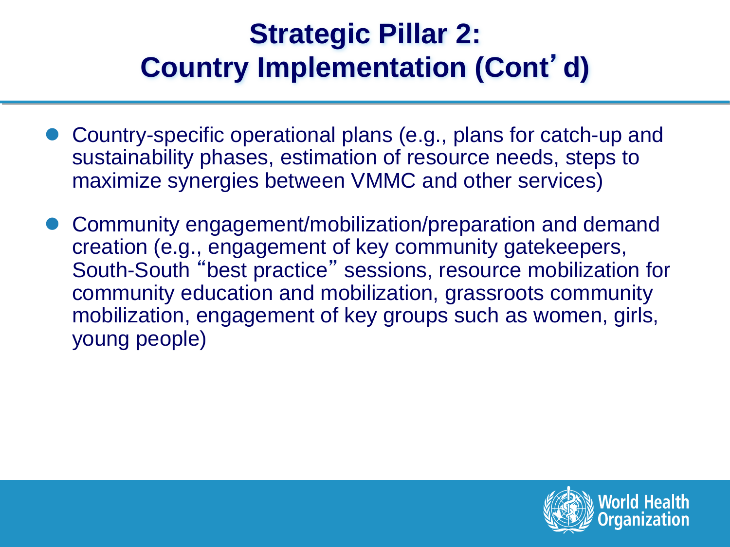# Strategic Pillar 2: Country Implementation (Cont'd)

- Country-specific operational plans (e.g., plans for catch-up and sustainability phases, estimation of resource needs, steps to maximize synergies between VMMC and other services)
- Community engagement/mobilization/preparation and demand creation (e.g., engagement of key community gatekeepers, South-South "best practice" sessions, resource mobilization for community education and mobilization, grassroots community mobilization, engagement of key groups such as women, girls, young people)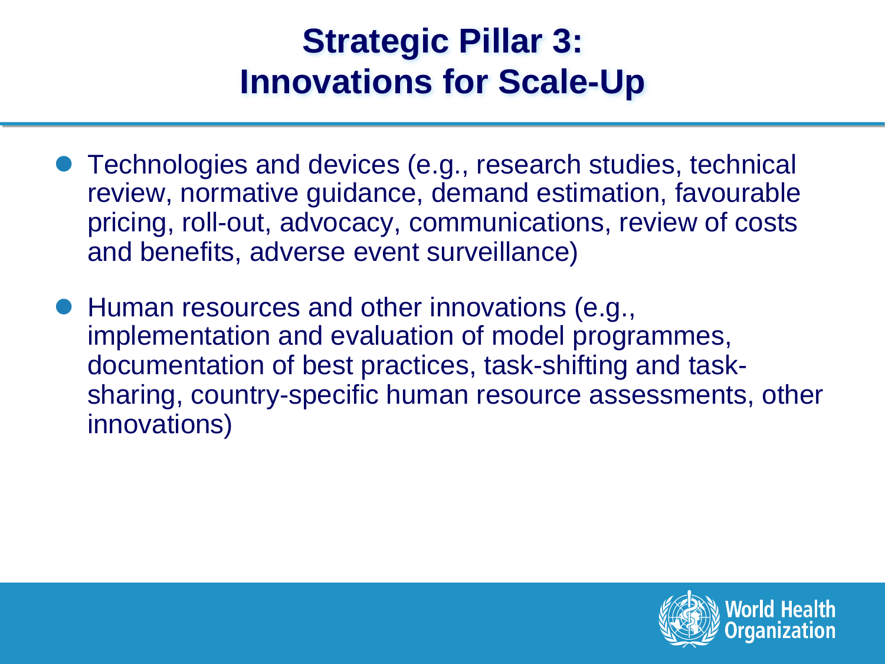# Strategic Pillar 3: Innovations for Scale-Up

- Technologies and devices (e.g., research studies, technical review, normative guidance, demand estimation, favourable pricing, roll-out, advocacy, communications, review of costs and benefits, adverse event surveillance)
- Human resources and other innovations (e.g., implementation and evaluation of model programmes, documentation of best practices, task-shifting and task-sharing, country-specific human resource assessments, other innovations)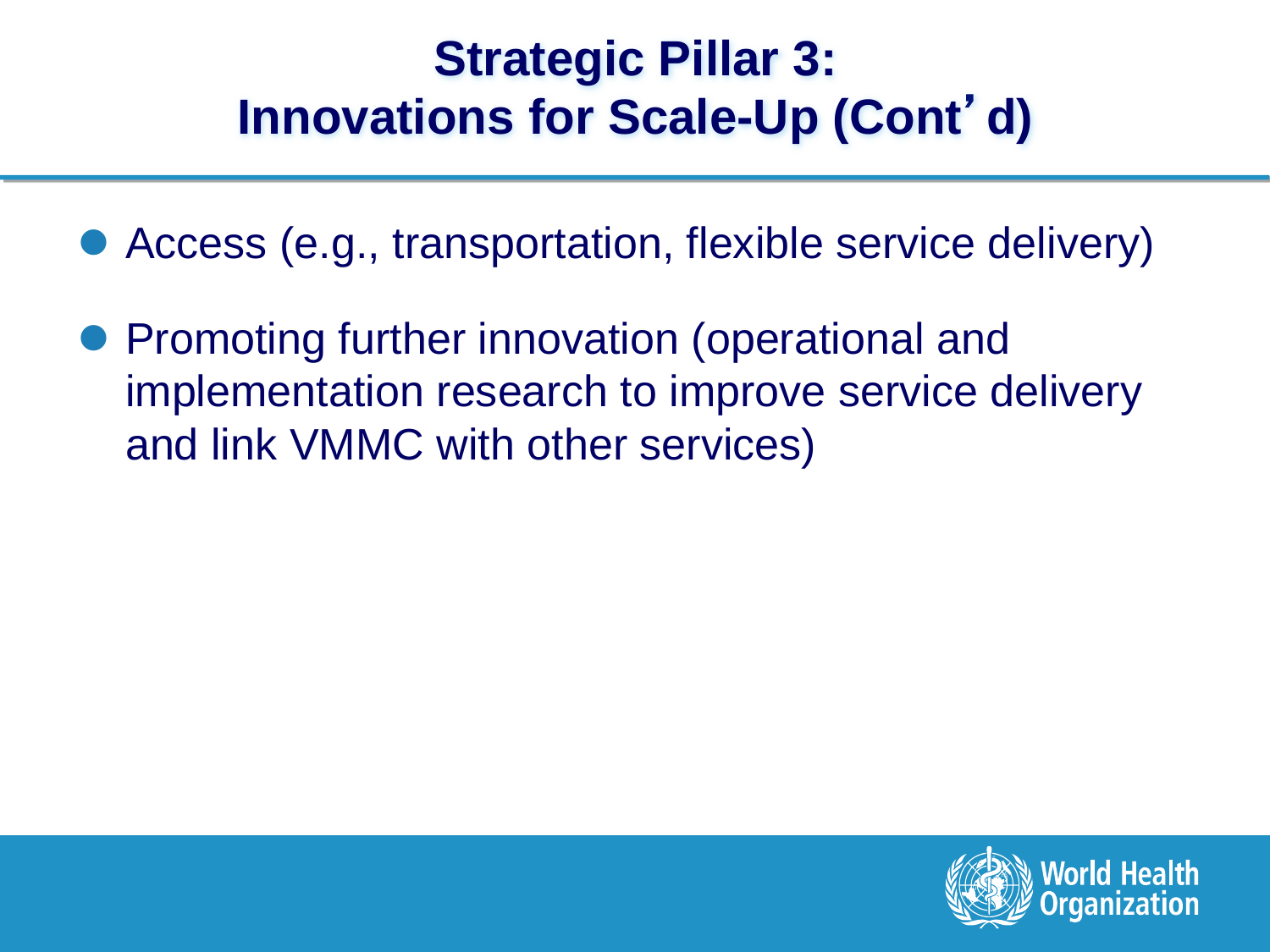# Strategic Pillar 3: Innovations for Scale-Up (Cont'd)

- Access (e.g., transportation, flexible service delivery)
- Promoting further innovation (operational and implementation research to improve service delivery and link VMMC with other services)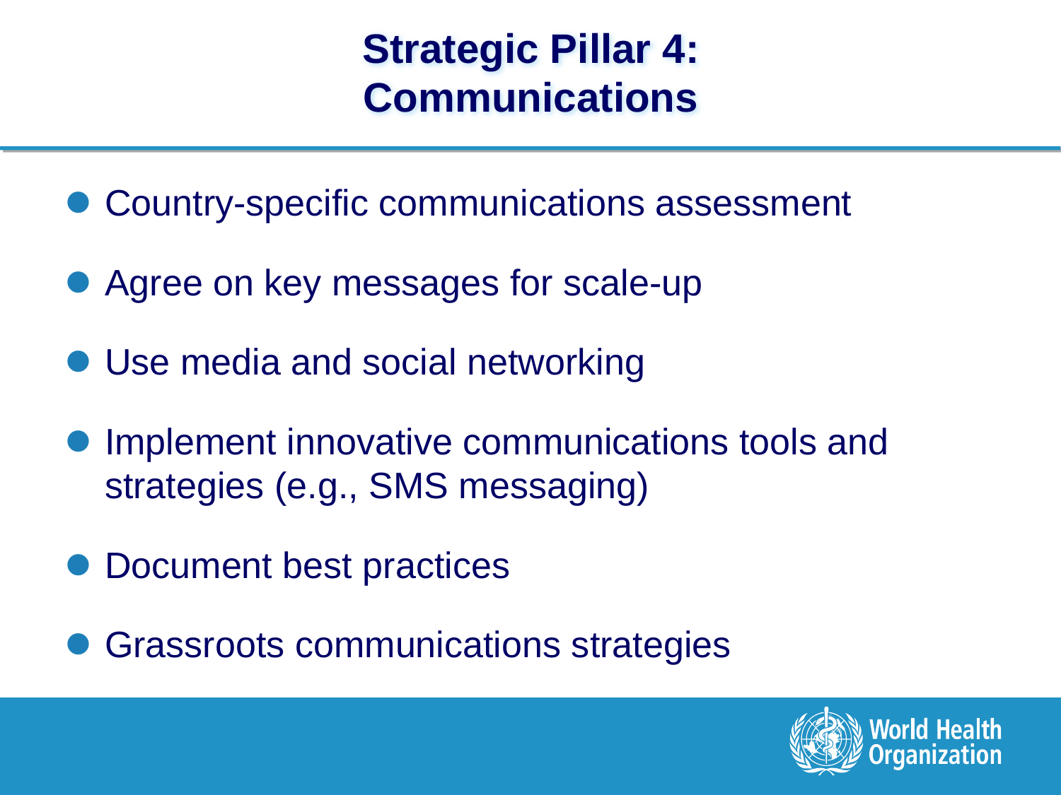# Strategic Pillar 4: Communications

- Country-specific communications assessment
- Agree on key messages for scale-up
- Use media and social networking
- Implement innovative communications tools and strategies (e.g., SMS messaging)
- Document best practices
- Grassroots communications strategies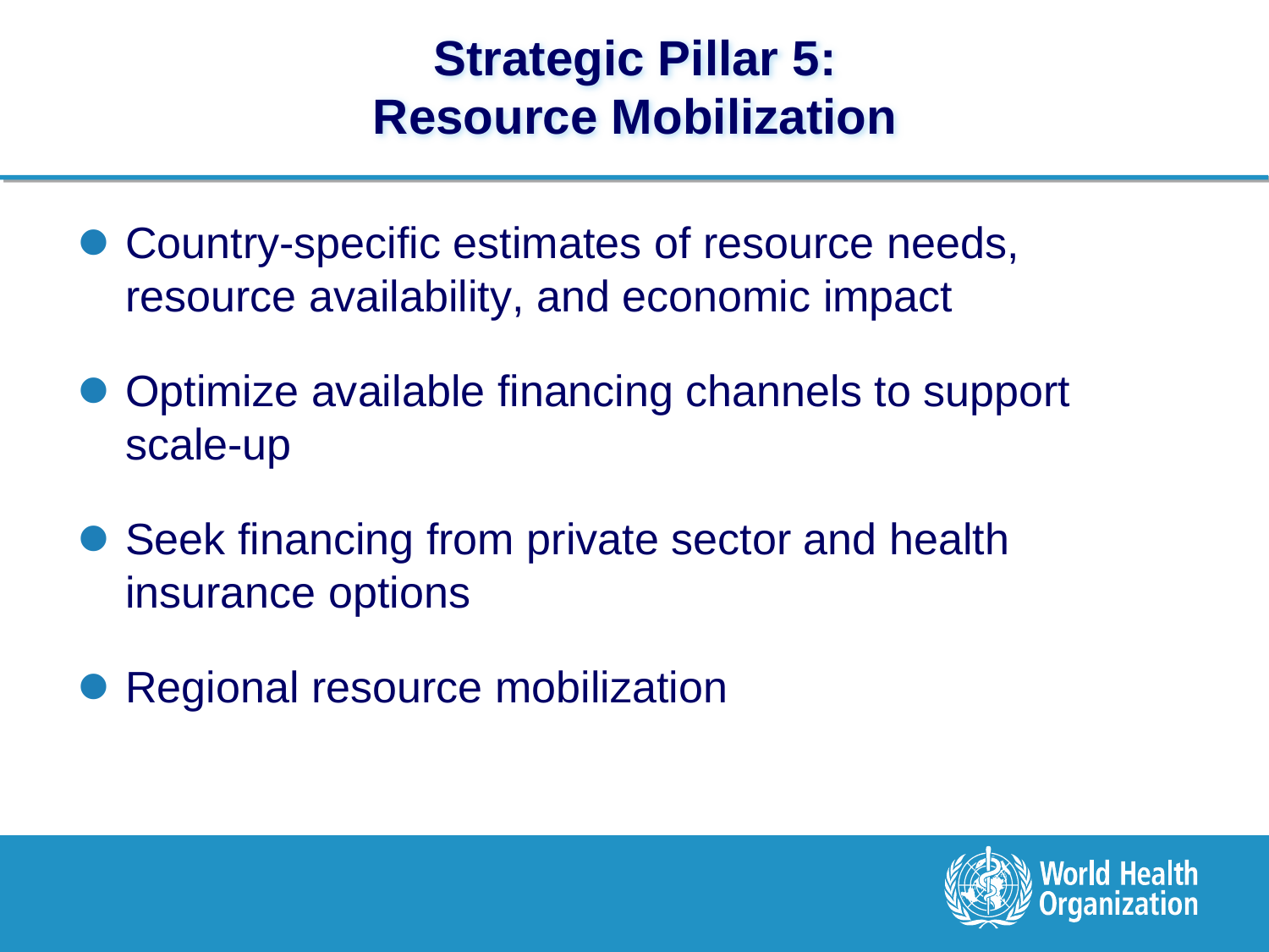# Strategic Pillar 5: Resource Mobilization

- Country-specific estimates of resource needs, resource availability, and economic impact
- Optimize available financing channels to support scale-up
- Seek financing from private sector and health insurance options
- Regional resource mobilization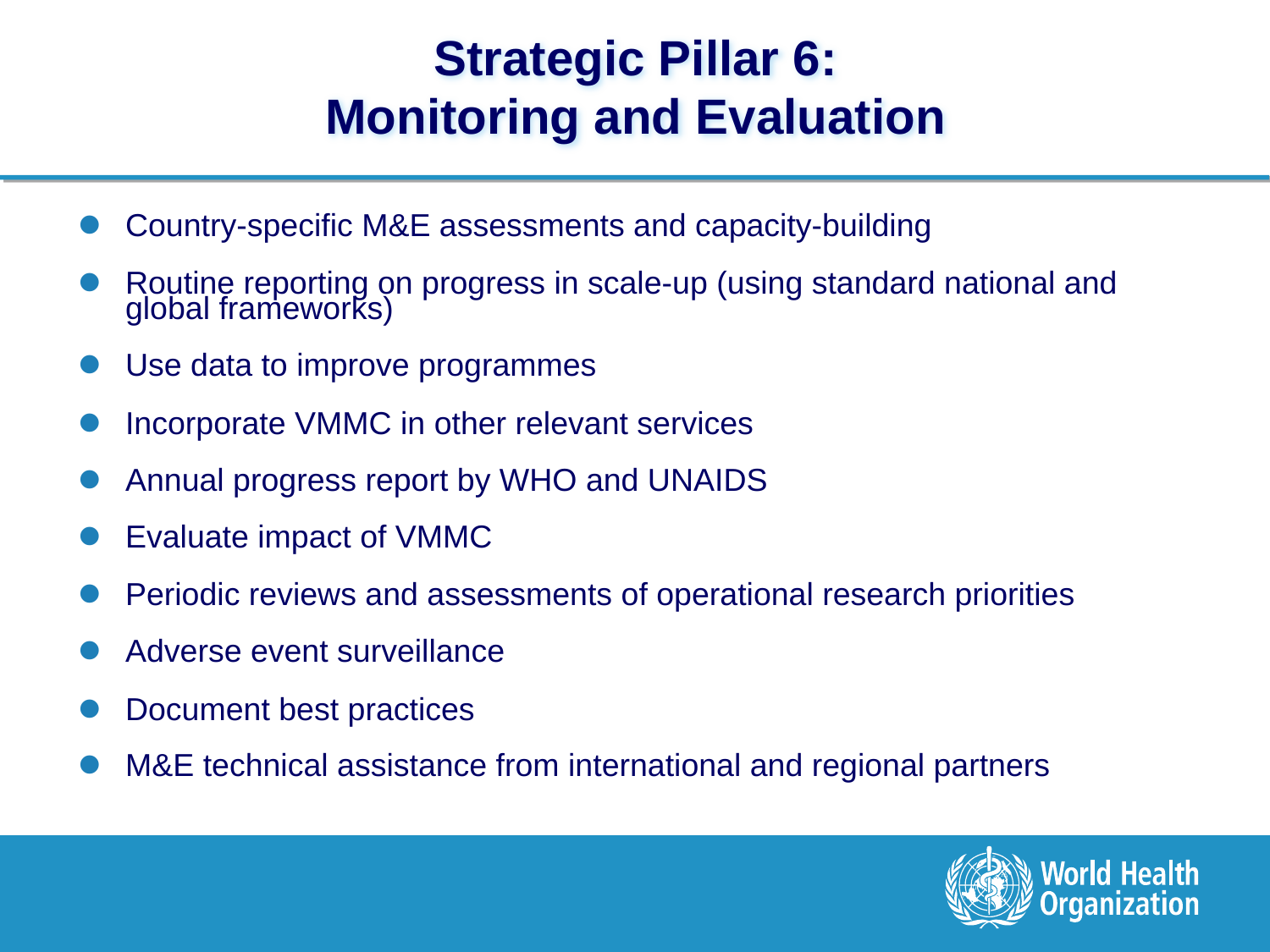# Strategic Pillar 6: Monitoring and Evaluation

- Country-specific M&E assessments and capacity-building
- Routine reporting on progress in scale-up (using standard national and global frameworks)
- Use data to improve programmes
- Incorporate VMMC in other relevant services
- Annual progress report by WHO and UNAIDS
- Evaluate impact of VMMC
- Periodic reviews and assessments of operational research priorities
- Adverse event surveillance
- Document best practices
- M&E technical assistance from international and regional partners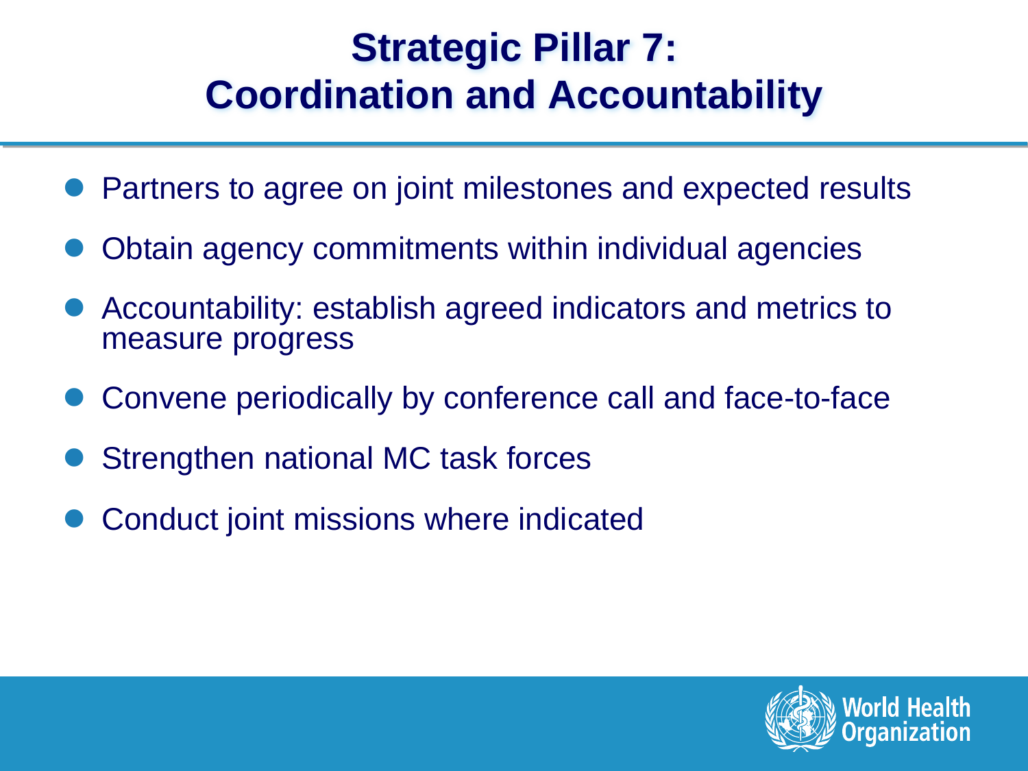# Strategic Pillar 7: Coordination and Accountability

- Partners to agree on joint milestones and expected results
- Obtain agency commitments within individual agencies
- Accountability: establish agreed indicators and metrics to measure progress
- Convene periodically by conference call and face-to-face
- Strengthen national MC task forces
- Conduct joint missions where indicated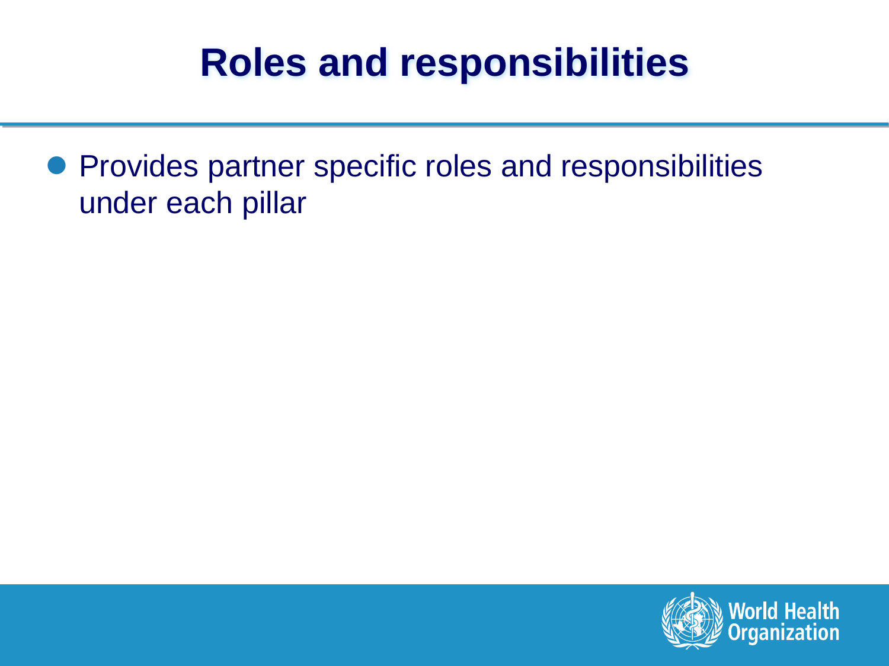# Roles and responsibilities

- Provides partner specific roles and responsibilities under each pillar